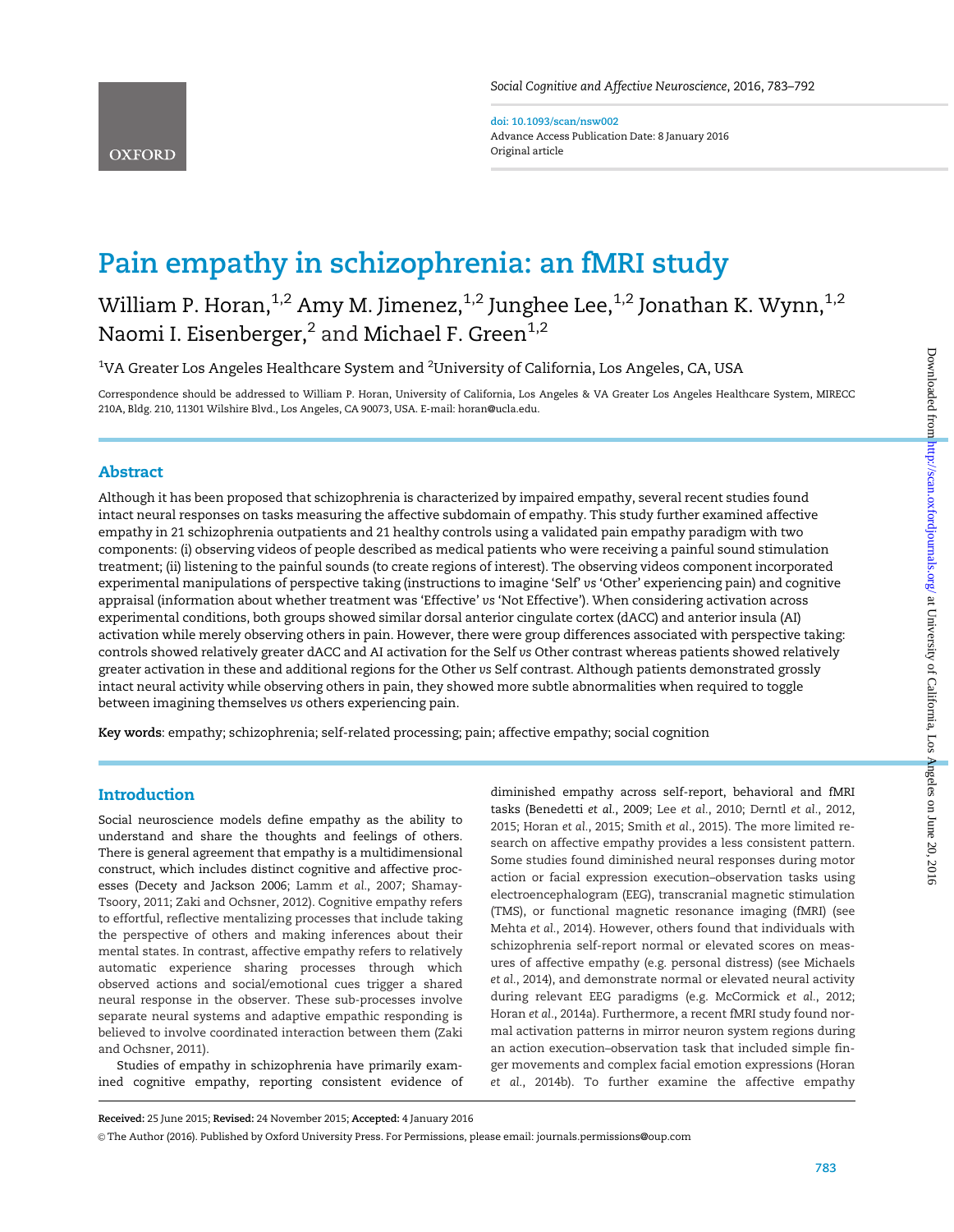doi: 10.1093/scan/nsw002
Advance Access Publication Date: 8 January 2016
Original article

# Pain empathy in schizophrenia: an fMRI study

William P. Horan,[1,2] Amy M. Jimenez,[1,2] Junghee Lee,[1,2] Jonathan K. Wynn,[1,2] Naomi I. Eisenberger,[2] and Michael F. Green[1,2]

[1]VA Greater Los Angeles Healthcare System and [2]University of California, Los Angeles, CA, USA

Correspondence should be addressed to William P. Horan, University of California, Los Angeles & VA Greater Los Angeles Healthcare System, MIRECC 210A, Bldg. 210, 11301 Wilshire Blvd., Los Angeles, CA 90073, USA. E-mail: horan@ucla.edu.

## Abstract

Although it has been proposed that schizophrenia is characterized by impaired empathy, several recent studies found intact neural responses on tasks measuring the affective subdomain of empathy. This study further examined affective empathy in 21 schizophrenia outpatients and 21 healthy controls using a validated pain empathy paradigm with two components: (i) observing videos of people described as medical patients who were receiving a painful sound stimulation treatment; (ii) listening to the painful sounds (to create regions of interest). The observing videos component incorporated experimental manipulations of perspective taking (instructions to imagine 'Self' *vs* 'Other' experiencing pain) and cognitive appraisal (information about whether treatment was 'Effective' *vs* 'Not Effective'). When considering activation across experimental conditions, both groups showed similar dorsal anterior cingulate cortex (dACC) and anterior insula (AI) activation while merely observing others in pain. However, there were group differences associated with perspective taking: controls showed relatively greater dACC and AI activation for the Self *vs* Other contrast whereas patients showed relatively greater activation in these and additional regions for the Other *vs* Self contrast. Although patients demonstrated grossly intact neural activity while observing others in pain, they showed more subtle abnormalities when required to toggle between imagining themselves *vs* others experiencing pain.

**Key words**: empathy; schizophrenia; self-related processing; pain; affective empathy; social cognition

## Introduction

Social neuroscience models define empathy as the ability to understand and share the thoughts and feelings of others. There is general agreement that empathy is a multidimensional construct, which includes distinct cognitive and affective processes (Decety and Jackson 2006; Lamm *et al.*, 2007; Shamay-Tsoory, 2011; Zaki and Ochsner, 2012). Cognitive empathy refers to effortful, reflective mentalizing processes that include taking the perspective of others and making inferences about their mental states. In contrast, affective empathy refers to relatively automatic experience sharing processes through which observed actions and social/emotional cues trigger a shared neural response in the observer. These sub-processes involve separate neural systems and adaptive empathic responding is believed to involve coordinated interaction between them (Zaki and Ochsner, 2011).

Studies of empathy in schizophrenia have primarily examined cognitive empathy, reporting consistent evidence of diminished empathy across self-report, behavioral and fMRI tasks (Benedetti et al., 2009; Lee *et al.*, 2010; Derntl *et al.*, 2012, 2015; Horan *et al.*, 2015; Smith *et al.*, 2015). The more limited research on affective empathy provides a less consistent pattern. Some studies found diminished neural responses during motor action or facial expression execution–observation tasks using electroencephalogram (EEG), transcranial magnetic stimulation (TMS), or functional magnetic resonance imaging (fMRI) (see Mehta *et al.*, 2014). However, others found that individuals with schizophrenia self-report normal or elevated scores on measures of affective empathy (e.g. personal distress) (see Michaels *et al.*, 2014), and demonstrate normal or elevated neural activity during relevant EEG paradigms (e.g. McCormick *et al.*, 2012; Horan *et al.*, 2014a). Furthermore, a recent fMRI study found normal activation patterns in mirror neuron system regions during an action execution–observation task that included simple finger movements and complex facial emotion expressions (Horan *et al.*, 2014b). To further examine the affective empathy

**Received:** 25 June 2015; **Revised:** 24 November 2015; **Accepted:** 4 January 2016

© The Author (2016). Published by Oxford University Press. For Permissions, please email: journals.permissions@oup.com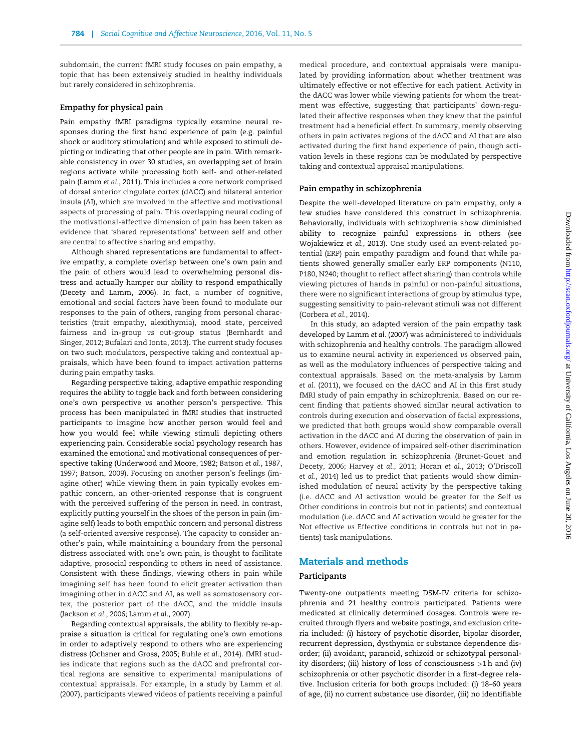subdomain, the current fMRI study focuses on pain empathy, a topic that has been extensively studied in healthy individuals but rarely considered in schizophrenia.

### Empathy for physical pain

Pain empathy fMRI paradigms typically examine neural responses during the first hand experience of pain (e.g. painful shock or auditory stimulation) and while exposed to stimuli depicting or indicating that other people are in pain. With remarkable consistency in over 30 studies, an overlapping set of brain regions activate while processing both self- and other-related pain (Lamm *et al.*, 2011). This includes a core network comprised of dorsal anterior cingulate cortex (dACC) and bilateral anterior insula (AI), which are involved in the affective and motivational aspects of processing of pain. This overlapping neural coding of the motivational-affective dimension of pain has been taken as evidence that 'shared representations' between self and other are central to affective sharing and empathy.

Although shared representations are fundamental to affective empathy, a complete overlap between one's own pain and the pain of others would lead to overwhelming personal distress and actually hamper our ability to respond empathically (Decety and Lamm, 2006). In fact, a number of cognitive, emotional and social factors have been found to modulate our responses to the pain of others, ranging from personal characteristics (trait empathy, alexithymia), mood state, perceived fairness and in-group *vs* out-group status (Bernhardt and Singer, 2012; Bufalari and Ionta, 2013). The current study focuses on two such modulators, perspective taking and contextual appraisals, which have been found to impact activation patterns during pain empathy tasks.

Regarding perspective taking, adaptive empathic responding requires the ability to toggle back and forth between considering one's own perspective *vs* another person's perspective. This process has been manipulated in fMRI studies that instructed participants to imagine how another person would feel and how you would feel while viewing stimuli depicting others experiencing pain. Considerable social psychology research has examined the emotional and motivational consequences of perspective taking (Underwood and Moore, 1982; Batson *et al.*, 1987, 1997; Batson, 2009). Focusing on another person's feelings (imagine other) while viewing them in pain typically evokes empathic concern, an other-oriented response that is congruent with the perceived suffering of the person in need. In contrast, explicitly putting yourself in the shoes of the person in pain (imagine self) leads to both empathic concern and personal distress (a self-oriented aversive response). The capacity to consider another's pain, while maintaining a boundary from the personal distress associated with one's own pain, is thought to facilitate adaptive, prosocial responding to others in need of assistance. Consistent with these findings, viewing others in pain while imagining self has been found to elicit greater activation than imagining other in dACC and AI, as well as somatosensory cortex, the posterior part of the dACC, and the middle insula (Jackson *et al.*, 2006; Lamm *et al.*, 2007).

Regarding contextual appraisals, the ability to flexibly re-appraise a situation is critical for regulating one's own emotions in order to adaptively respond to others who are experiencing distress (Ochsner and Gross, 2005; Buhle *et al.*, 2014). fMRI studies indicate that regions such as the dACC and prefrontal cortical regions are sensitive to experimental manipulations of contextual appraisals. For example, in a study by Lamm *et al.* (2007), participants viewed videos of patients receiving a painful medical procedure, and contextual appraisals were manipulated by providing information about whether treatment was ultimately effective or not effective for each patient. Activity in the dACC was lower while viewing patients for whom the treatment was effective, suggesting that participants' down-regulated their affective responses when they knew that the painful treatment had a beneficial effect. In summary, merely observing others in pain activates regions of the dACC and AI that are also activated during the first hand experience of pain, though activation levels in these regions can be modulated by perspective taking and contextual appraisal manipulations.

### Pain empathy in schizophrenia

Despite the well-developed literature on pain empathy, only a few studies have considered this construct in schizophrenia. Behaviorally, individuals with schizophrenia show diminished ability to recognize painful expressions in others (see Wojakiewicz *et al.*, 2013). One study used an event-related potential (ERP) pain empathy paradigm and found that while patients showed generally smaller early ERP components (N110, P180, N240; thought to reflect affect sharing) than controls while viewing pictures of hands in painful or non-painful situations, there were no significant interactions of group by stimulus type, suggesting sensitivity to pain-relevant stimuli was not different (Corbera *et al.*, 2014).

In this study, an adapted version of the pain empathy task developed by Lamm *et al.* (2007) was administered to individuals with schizophrenia and healthy controls. The paradigm allowed us to examine neural activity in experienced *vs* observed pain, as well as the modulatory influences of perspective taking and contextual appraisals. Based on the meta-analysis by Lamm *et al.* (2011), we focused on the dACC and AI in this first study fMRI study of pain empathy in schizophrenia. Based on our recent finding that patients showed similar neural activation to controls during execution and observation of facial expressions, we predicted that both groups would show comparable overall activation in the dACC and AI during the observation of pain in others. However, evidence of impaired self-other discrimination and emotion regulation in schizophrenia (Brunet-Gouet and Decety, 2006; Harvey *et al.*, 2011; Horan *et al.*, 2013; O'Driscoll *et al.*, 2014) led us to predict that patients would show diminished modulation of neural activity by the perspective taking (i.e. dACC and AI activation would be greater for the Self *vs* Other conditions in controls but not in patients) and contextual modulation (i.e. dACC and AI activation would be greater for the Not effective *vs* Effective conditions in controls but not in patients) task manipulations.

## Materials and methods

### Participants

Twenty-one outpatients meeting DSM-IV criteria for schizophrenia and 21 healthy controls participated. Patients were medicated at clinically determined dosages. Controls were recruited through flyers and website postings, and exclusion criteria included: (i) history of psychotic disorder, bipolar disorder, recurrent depression, dysthymia or substance dependence disorder; (ii) avoidant, paranoid, schizoid or schizotypal personality disorders; (iii) history of loss of consciousness >1 h and (iv) schizophrenia or other psychotic disorder in a first-degree relative. Inclusion criteria for both groups included: (i) 18–60 years of age, (ii) no current substance use disorder, (iii) no identifiable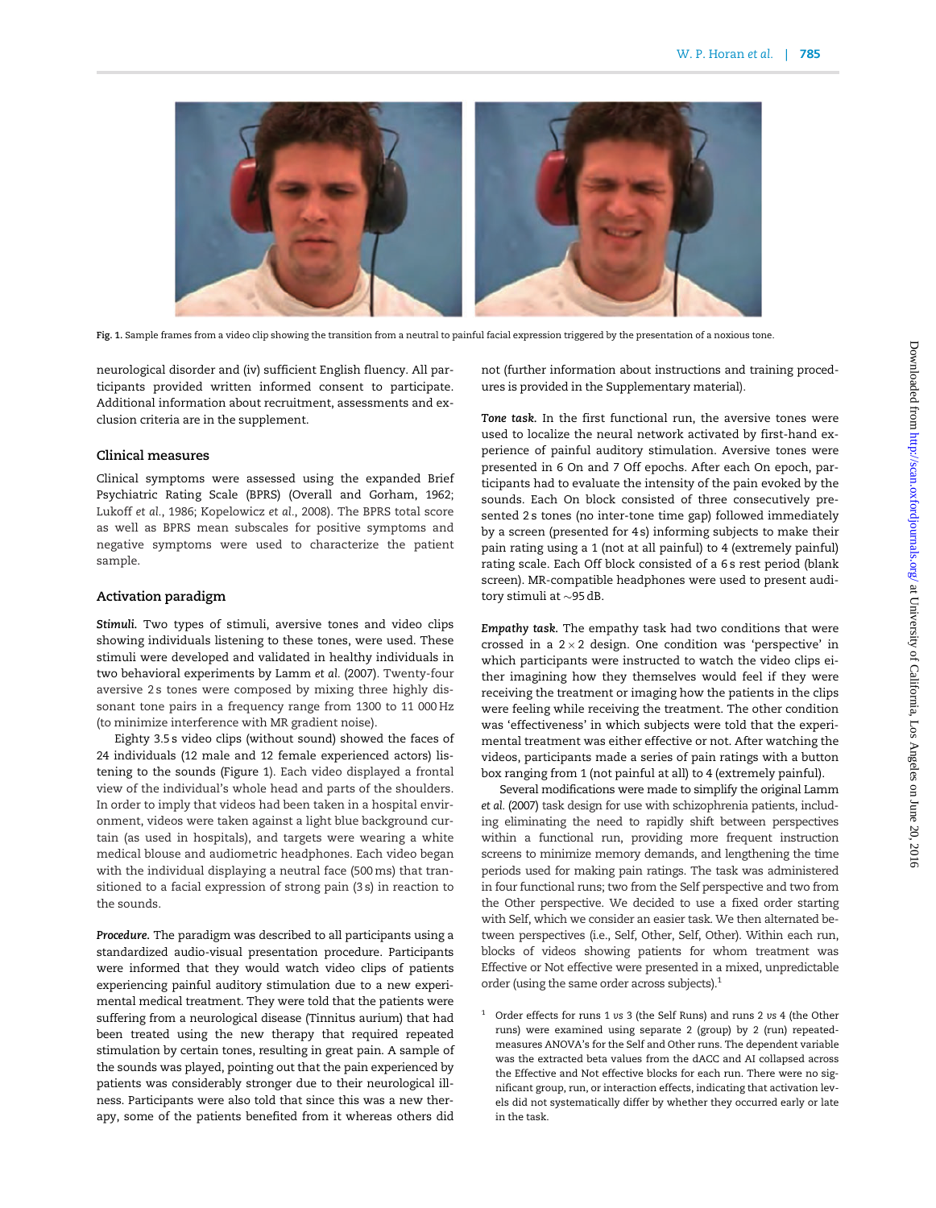Fig. 1. Sample frames from a video clip showing the transition from a neutral to painful facial expression triggered by the presentation of a noxious tone.

neurological disorder and (iv) sufficient English fluency. All participants provided written informed consent to participate. Additional information about recruitment, assessments and exclusion criteria are in the supplement.

## Clinical measures

Clinical symptoms were assessed using the expanded Brief Psychiatric Rating Scale (BPRS) (Overall and Gorham, 1962; Lukoff *et al.*, 1986; Kopelowicz *et al.*, 2008). The BPRS total score as well as BPRS mean subscales for positive symptoms and negative symptoms were used to characterize the patient sample.

## Activation paradigm

***Stimuli.*** Two types of stimuli, aversive tones and video clips showing individuals listening to these tones, were used. These stimuli were developed and validated in healthy individuals in two behavioral experiments by Lamm *et al.* (2007). Twenty-four aversive 2 s tones were composed by mixing three highly dissonant tone pairs in a frequency range from 1300 to 11 000 Hz (to minimize interference with MR gradient noise).

Eighty 3.5 s video clips (without sound) showed the faces of 24 individuals (12 male and 12 female experienced actors) listening to the sounds (Figure 1). Each video displayed a frontal view of the individual's whole head and parts of the shoulders. In order to imply that videos had been taken in a hospital environment, videos were taken against a light blue background curtain (as used in hospitals), and targets were wearing a white medical blouse and audiometric headphones. Each video began with the individual displaying a neutral face (500 ms) that transitioned to a facial expression of strong pain (3 s) in reaction to the sounds.

***Procedure.*** The paradigm was described to all participants using a standardized audio-visual presentation procedure. Participants were informed that they would watch video clips of patients experiencing painful auditory stimulation due to a new experimental medical treatment. They were told that the patients were suffering from a neurological disease (Tinnitus aurium) that had been treated using the new therapy that required repeated stimulation by certain tones, resulting in great pain. A sample of the sounds was played, pointing out that the pain experienced by patients was considerably stronger due to their neurological illness. Participants were also told that since this was a new therapy, some of the patients benefited from it whereas others did not (further information about instructions and training procedures is provided in the Supplementary material).

***Tone task.*** In the first functional run, the aversive tones were used to localize the neural network activated by first-hand experience of painful auditory stimulation. Aversive tones were presented in 6 On and 7 Off epochs. After each On epoch, participants had to evaluate the intensity of the pain evoked by the sounds. Each On block consisted of three consecutively presented 2 s tones (no inter-tone time gap) followed immediately by a screen (presented for 4 s) informing subjects to make their pain rating using a 1 (not at all painful) to 4 (extremely painful) rating scale. Each Off block consisted of a 6 s rest period (blank screen). MR-compatible headphones were used to present auditory stimuli at ~95 dB.

***Empathy task.*** The empathy task had two conditions that were crossed in a $2 \times 2$ design. One condition was 'perspective' in which participants were instructed to watch the video clips either imagining how they themselves would feel if they were receiving the treatment or imaging how the patients in the clips were feeling while receiving the treatment. The other condition was 'effectiveness' in which subjects were told that the experimental treatment was either effective or not. After watching the videos, participants made a series of pain ratings with a button box ranging from 1 (not painful at all) to 4 (extremely painful).

Several modifications were made to simplify the original Lamm *et al.* (2007) task design for use with schizophrenia patients, including eliminating the need to rapidly shift between perspectives within a functional run, providing more frequent instruction screens to minimize memory demands, and lengthening the time periods used for making pain ratings. The task was administered in four functional runs; two from the Self perspective and two from the Other perspective. We decided to use a fixed order starting with Self, which we consider an easier task. We then alternated between perspectives (i.e., Self, Other, Self, Other). Within each run, blocks of videos showing patients for whom treatment was Effective or Not effective were presented in a mixed, unpredictable order (using the same order across subjects).[1]

[1] Order effects for runs 1 *vs* 3 (the Self Runs) and runs 2 *vs* 4 (the Other runs) were examined using separate 2 (group) by 2 (run) repeated-measures ANOVA's for the Self and Other runs. The dependent variable was the extracted beta values from the dACC and AI collapsed across the Effective and Not effective blocks for each run. There were no significant group, run, or interaction effects, indicating that activation levels did not systematically differ by whether they occurred early or late in the task.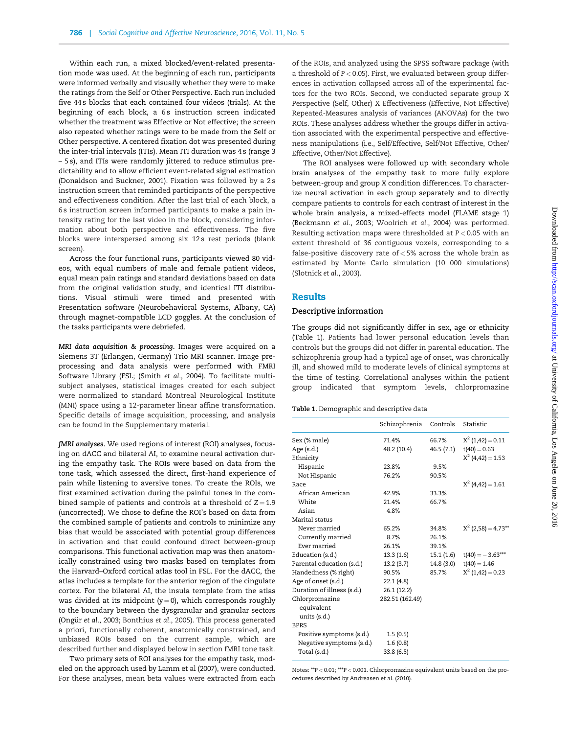Within each run, a mixed blocked/event-related presentation mode was used. At the beginning of each run, participants were informed verbally and visually whether they were to make the ratings from the Self or Other Perspective. Each run included five 44 s blocks that each contained four videos (trials). At the beginning of each block, a 6 s instruction screen indicated whether the treatment was Effective or Not effective; the screen also repeated whether ratings were to be made from the Self or Other perspective. A centered fixation dot was presented during the inter-trial intervals (ITIs). Mean ITI duration was 4 s (range 3 – 5 s), and ITIs were randomly jittered to reduce stimulus predictability and to allow efficient event-related signal estimation (Donaldson and Buckner, 2001). Fixation was followed by a 2 s instruction screen that reminded participants of the perspective and effectiveness condition. After the last trial of each block, a 6 s instruction screen informed participants to make a pain intensity rating for the last video in the block, considering information about both perspective and effectiveness. The five blocks were interspersed among six 12 s rest periods (blank screen).

Across the four functional runs, participants viewed 80 videos, with equal numbers of male and female patient videos, equal mean pain ratings and standard deviations based on data from the original validation study, and identical ITI distributions. Visual stimuli were timed and presented with Presentation software (Neurobehavioral Systems, Albany, CA) through magnet-compatible LCD goggles. At the conclusion of the tasks participants were debriefed.

*MRI data acquisition & processing.* Images were acquired on a Siemens 3T (Erlangen, Germany) Trio MRI scanner. Image preprocessing and data analysis were performed with FMRI Software Library (FSL; (Smith *et al.*, 2004). To facilitate multi-subject analyses, statistical images created for each subject were normalized to standard Montreal Neurological Institute (MNI) space using a 12-parameter linear affine transformation. Specific details of image acquisition, processing, and analysis can be found in the Supplementary material.

*fMRI analyses.* We used regions of interest (ROI) analyses, focusing on dACC and bilateral AI, to examine neural activation during the empathy task. The ROIs were based on data from the tone task, which assessed the direct, first-hand experience of pain while listening to aversive tones. To create the ROIs, we first examined activation during the painful tones in the combined sample of patients and controls at a threshold of $Z = 1.9$ (uncorrected). We chose to define the ROI's based on data from the combined sample of patients and controls to minimize any bias that would be associated with potential group differences in activation and that could confound direct between-group comparisons. This functional activation map was then anatomically constrained using two masks based on templates from the Harvard–Oxford cortical atlas tool in FSL. For the dACC, the atlas includes a template for the anterior region of the cingulate cortex. For the bilateral AI, the insula template from the atlas was divided at its midpoint ($y = 0$), which corresponds roughly to the boundary between the dysgranular and granular sectors (Ongür *et al.*, 2003; Bonthius *et al.*, 2005). This process generated a priori, functionally coherent, anatomically constrained, and unbiased ROIs based on the current sample, which are described further and displayed below in section fMRI tone task.

Two primary sets of ROI analyses for the empathy task, modeled on the approach used by Lamm et al (2007), were conducted. For these analyses, mean beta values were extracted from each of the ROIs, and analyzed using the SPSS software package (with a threshold of $P < 0.05$). First, we evaluated between group differences in activation collapsed across all of the experimental factors for the two ROIs. Second, we conducted separate group X Perspective (Self, Other) X Effectiveness (Effective, Not Effective) Repeated-Measures analysis of variances (ANOVAs) for the two ROIs. These analyses address whether the groups differ in activation associated with the experimental perspective and effectiveness manipulations (i.e., Self/Effective, Self/Not Effective, Other/Effective, Other/Not Effective).

The ROI analyses were followed up with secondary whole brain analyses of the empathy task to more fully explore between-group and group X condition differences. To characterize neural activation in each group separately and to directly compare patients to controls for each contrast of interest in the whole brain analysis, a mixed-effects model (FLAME stage 1) (Beckmann *et al.*, 2003; Woolrich *et al.*, 2004) was performed. Resulting activation maps were thresholded at $P < 0.05$ with an extent threshold of 36 contiguous voxels, corresponding to a false-positive discovery rate of < 5% across the whole brain as estimated by Monte Carlo simulation (10 000 simulations) (Slotnick *et al.*, 2003).

## Results

### Descriptive information

The groups did not significantly differ in sex, age or ethnicity (Table 1). Patients had lower personal education levels than controls but the groups did not differ in parental education. The schizophrenia group had a typical age of onset, was chronically ill, and showed mild to moderate levels of clinical symptoms at the time of testing. Correlational analyses within the patient group indicated that symptom levels, chlorpromazine

**Table 1.** Demographic and descriptive data

| | Schizophrenia | Controls | Statistic |
|---|---|---|---|
| Sex (% male) | 71.4% | 66.7% | $X^2$ (1,42) = 0.11 |
| Age (s.d.) | 48.2 (10.4) | 46.5 (7.1) | t(40) = 0.63 |
| Ethnicity | | | $X^2$ (4,42) = 1.53 |
| Hispanic | 23.8% | 9.5% | |
| Not Hispanic | 76.2% | 90.5% | |
| Race | | | $X^2$ (4,42) = 1.61 |
| African American | 42.9% | 33.3% | |
| White | 21.4% | 66.7% | |
| Asian | 4.8% | | |
| Marital status | | | |
| Never married | 65.2% | 34.8% | $X^2$ (2,58) = 4.73** |
| Currently married | 8.7% | 26.1% | |
| Ever married | 26.1% | 39.1% | |
| Education (s.d.) | 13.3 (1.6) | 15.1 (1.6) | t(40) = − 3.63*** |
| Parental education (s.d.) | 13.2 (3.7) | 14.8 (3.0) | t(40) = 1.46 |
| Handedness (% right) | 90.5% | 85.7% | $X^2$ (1,42) = 0.23 |
| Age of onset (s.d.) | 22.1 (4.8) | | |
| Duration of illness (s.d.) | 26.1 (12.2) | | |
| Chlorpromazine equivalent units (s.d.) | 282.51 (162.49) | | |
| BPRS | | | |
| Positive symptoms (s.d.) | 1.5 (0.5) | | |
| Negative symptoms (s.d.) | 1.6 (0.8) | | |
| Total (s.d.) | 33.8 (6.5) | | |

Notes: **$P < 0.01$; ***$P < 0.001$. Chlorpromazine equivalent units based on the procedures described by Andreasen et al. (2010).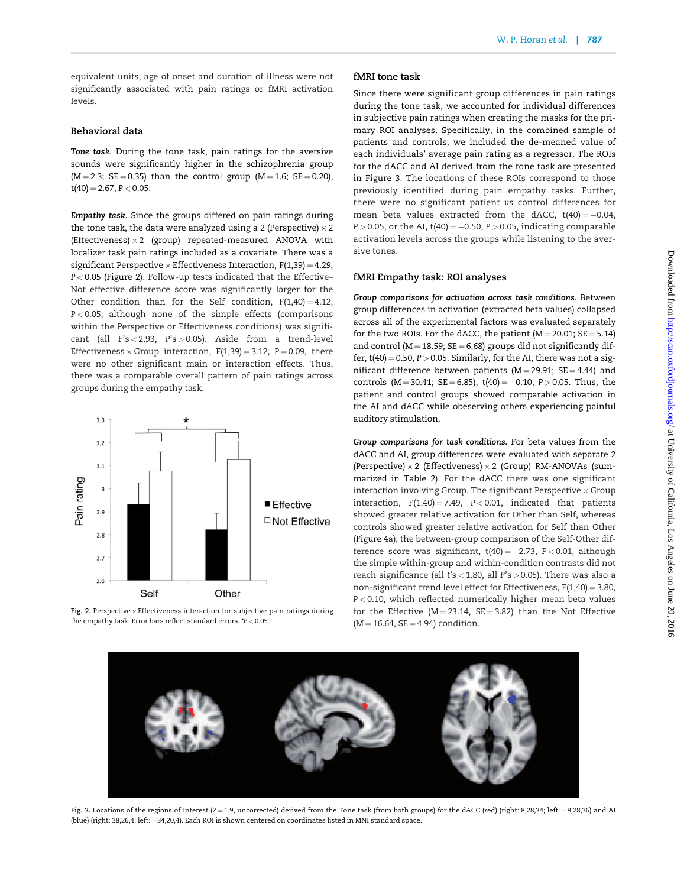equivalent units, age of onset and duration of illness were not significantly associated with pain ratings or fMRI activation levels.

## Behavioral data

***Tone task.*** During the tone task, pain ratings for the aversive sounds were significantly higher in the schizophrenia group ($M = 2.3$; $SE = 0.35$) than the control group ($M = 1.6$; $SE = 0.20$), $t(40) = 2.67$, $P < 0.05$.

***Empathy task.*** Since the groups differed on pain ratings during the tone task, the data were analyzed using a 2 (Perspective) × 2 (Effectiveness) × 2 (group) repeated-measured ANOVA with localizer task pain ratings included as a covariate. There was a significant Perspective × Effectiveness Interaction, $F(1,39) = 4.29$, $P < 0.05$ (Figure 2). Follow-up tests indicated that the Effective–Not effective difference score was significantly larger for the Other condition than for the Self condition, $F(1,40) = 4.12$, $P < 0.05$, although none of the simple effects (comparisons within the Perspective or Effectiveness conditions) was significant (all F's < 2.93, P's > 0.05). Aside from a trend-level Effectiveness × Group interaction, $F(1,39) = 3.12$, $P = 0.09$, there were no other significant main or interaction effects. Thus, there was a comparable overall pattern of pain ratings across groups during the empathy task.

Fig. 2. Perspective × Effectiveness interaction for subjective pain ratings during the empathy task. Error bars reflect standard errors. *$P < 0.05$.

## fMRI tone task

Since there were significant group differences in pain ratings during the tone task, we accounted for individual differences in subjective pain ratings when creating the masks for the primary ROI analyses. Specifically, in the combined sample of patients and controls, we included the de-meaned value of each individuals' average pain rating as a regressor. The ROIs for the dACC and AI derived from the tone task are presented in Figure 3. The locations of these ROIs correspond to those previously identified during pain empathy tasks. Further, there were no significant patient *vs* control differences for mean beta values extracted from the dACC, $t(40) = -0.04$, $P > 0.05$, or the AI, $t(40) = -0.50$, $P > 0.05$, indicating comparable activation levels across the groups while listening to the aversive tones.

## fMRI Empathy task: ROI analyses

***Group comparisons for activation across task conditions.*** Between group differences in activation (extracted beta values) collapsed across all of the experimental factors was evaluated separately for the two ROIs. For the dACC, the patient ($M = 20.01$; $SE = 5.14$) and control ($M = 18.59$; $SE = 6.68$) groups did not significantly differ, $t(40) = 0.50$, $P > 0.05$. Similarly, for the AI, there was not a significant difference between patients ($M = 29.91$; $SE = 4.44$) and controls ($M = 30.41$; $SE = 6.85$), $t(40) = -0.10$, $P > 0.05$. Thus, the patient and control groups showed comparable activation in the AI and dACC while obeserving others experiencing painful auditory stimulation.

***Group comparisons for task conditions.*** For beta values from the dACC and AI, group differences were evaluated with separate 2 (Perspective) × 2 (Group) RM-ANOVAs (summarized in Table 2). For the dACC there was one significant interaction involving Group. The significant Perspective × Group interaction, $F(1,40) = 7.49$, $P < 0.01$, indicated that patients showed greater relative activation for Other than Self, whereas controls showed greater relative activation for Self than Other (Figure 4a); the between-group comparison of the Self-Other difference score was significant, $t(40) = -2.73$, $P < 0.01$, although the simple within-group and within-condition contrasts did not reach significance (all t's < 1.80, all P's > 0.05). There was also a non-significant trend level effect for Effectiveness, $F(1,40) = 3.80$, $P < 0.10$, which reflected numerically higher mean beta values for the Effective ($M = 23.14$, $SE = 3.82$) than the Not Effective ($M = 16.64$, $SE = 4.94$) condition.

Fig. 3. Locations of the regions of Interest ($Z = 1.9$, uncorrected) derived from the Tone task (from both groups) for the dACC (red) (right: 8,28,34; left: −8,28,36) and AI (blue) (right: 38,26,4; left: −34,20,4). Each ROI is shown centered on coordinates listed in MNI standard space.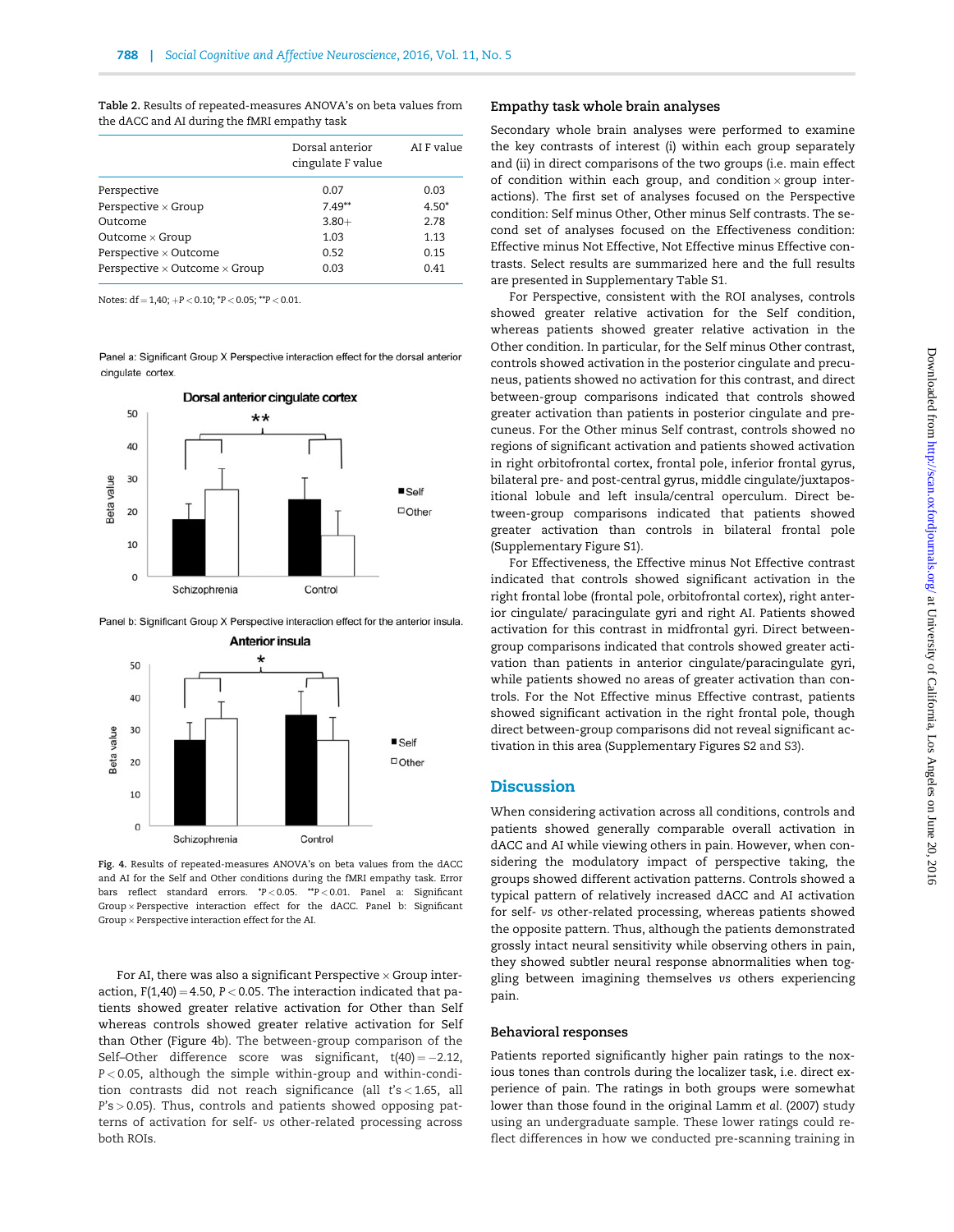**Table 2.** Results of repeated-measures ANOVA's on beta values from the dACC and AI during the fMRI empathy task

| | Dorsal anterior cingulate F value | AI F value |
|---|---|---|
| Perspective | 0.07 | 0.03 |
| Perspective × Group | 7.49** | 4.50* |
| Outcome | 3.80+ | 2.78 |
| Outcome × Group | 1.03 | 1.13 |
| Perspective × Outcome | 0.52 | 0.15 |
| Perspective × Outcome × Group | 0.03 | 0.41 |

Notes: df = 1,40; +P < 0.10; *P < 0.05; **P < 0.01.

Panel a: Significant Group X Perspective interaction effect for the dorsal anterior cingulate cortex.

Panel b: Significant Group X Perspective interaction effect for the anterior insula.

**Fig. 4.** Results of repeated-measures ANOVA's on beta values from the dACC and AI for the Self and Other conditions during the fMRI empathy task. Error bars reflect standard errors. *P < 0.05. **P < 0.01. Panel a: Significant Group × Perspective interaction effect for the dACC. Panel b: Significant Group × Perspective interaction effect for the AI.

For AI, there was also a significant Perspective × Group interaction, $F(1,40) = 4.50$, $P < 0.05$. The interaction indicated that patients showed greater relative activation for Other than Self whereas controls showed greater relative activation for Self than Other (Figure 4b). The between-group comparison of the Self–Other difference score was significant, $t(40) = -2.12$, $P < 0.05$, although the simple within-group and within-condition contrasts did not reach significance (all $t$'s < 1.65, all $P$'s > 0.05). Thus, controls and patients showed opposing patterns of activation for self- *vs* other-related processing across both ROIs.

### Empathy task whole brain analyses

Secondary whole brain analyses were performed to examine the key contrasts of interest (i) within each group separately and (ii) in direct comparisons of the two groups (i.e. main effect of condition within each group, and condition × group interactions). The first set of analyses focused on the Perspective condition: Self minus Other, Other minus Self contrasts. The second set of analyses focused on the Effectiveness condition: Effective minus Not Effective, Not Effective minus Effective contrasts. Select results are summarized here and the full results are presented in Supplementary Table S1.

For Perspective, consistent with the ROI analyses, controls showed greater relative activation for the Self condition, whereas patients showed greater relative activation in the Other condition. In particular, for the Self minus Other contrast, controls showed activation in the posterior cingulate and precuneus, patients showed no activation for this contrast, and direct between-group comparisons indicated that controls showed greater activation than patients in posterior cingulate and precuneus. For the Other minus Self contrast, controls showed no regions of significant activation and patients showed activation in right orbitofrontal cortex, frontal pole, inferior frontal gyrus, bilateral pre- and post-central gyrus, middle cingulate/juxtapositional lobule and left insula/central operculum. Direct between-group comparisons indicated that patients showed greater activation than controls in bilateral frontal pole (Supplementary Figure S1).

For Effectiveness, the Effective minus Not Effective contrast indicated that controls showed significant activation in the right frontal lobe (frontal pole, orbitofrontal cortex), right anterior cingulate/ paracingulate gyri and right AI. Patients showed activation for this contrast in midfrontal gyri. Direct between-group comparisons indicated that controls showed greater activation than patients in anterior cingulate/paracingulate gyri, while patients showed no areas of greater activation than controls. For the Not Effective minus Effective contrast, patients showed significant activation in the right frontal pole, though direct between-group comparisons did not reveal significant activation in this area (Supplementary Figures S2 and S3).

## Discussion

When considering activation across all conditions, controls and patients showed generally comparable overall activation in dACC and AI while viewing others in pain. However, when considering the modulatory impact of perspective taking, the groups showed different activation patterns. Controls showed a typical pattern of relatively increased dACC and AI activation for self- *vs* other-related processing, whereas patients showed the opposite pattern. Thus, although the patients demonstrated grossly intact neural sensitivity while observing others in pain, they showed subtler neural response abnormalities when toggling between imagining themselves *vs* others experiencing pain.

### Behavioral responses

Patients reported significantly higher pain ratings to the noxious tones than controls during the localizer task, i.e. direct experience of pain. The ratings in both groups were somewhat lower than those found in the original Lamm *et al.* (2007) study using an undergraduate sample. These lower ratings could reflect differences in how we conducted pre-scanning training in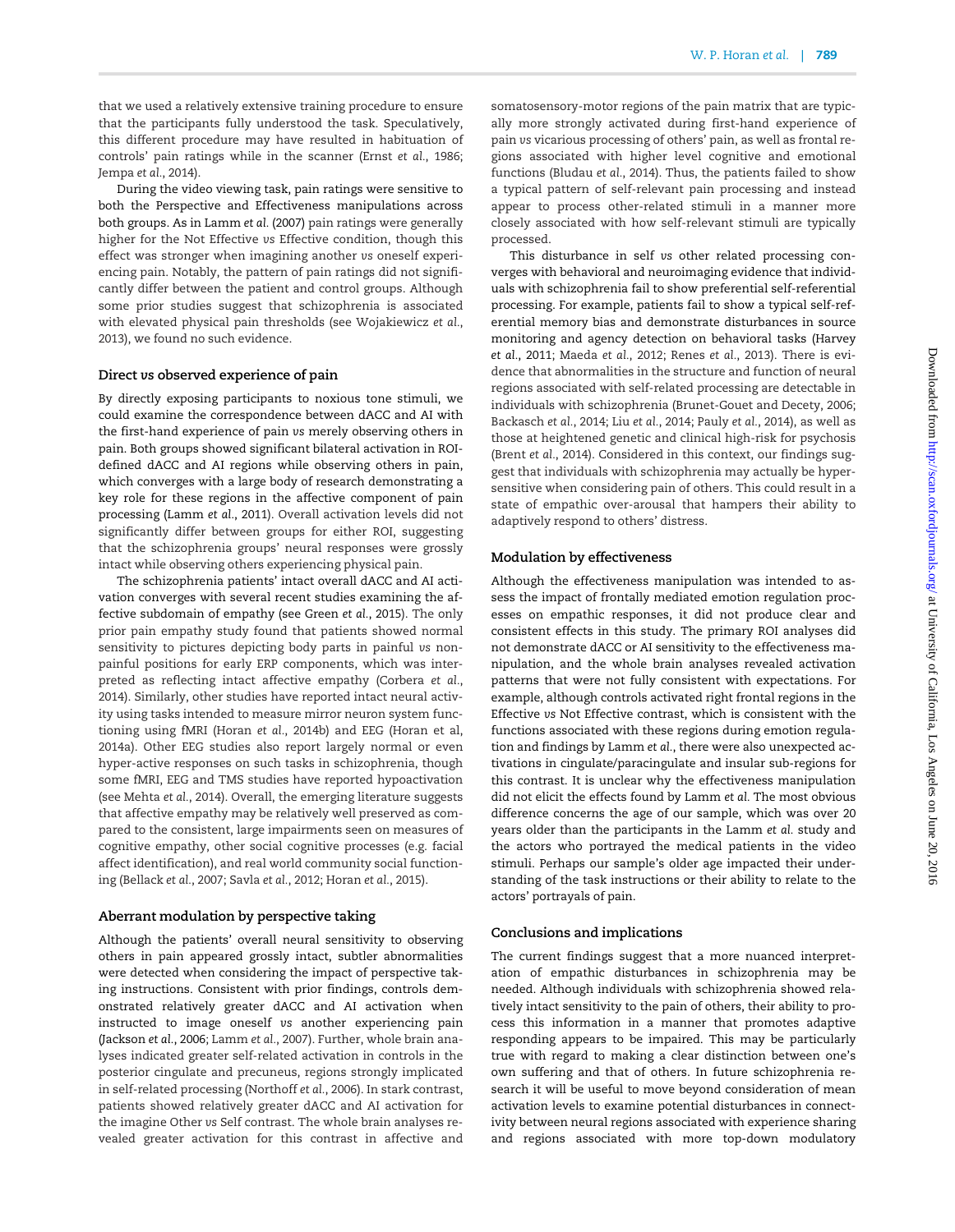that we used a relatively extensive training procedure to ensure that the participants fully understood the task. Speculatively, this different procedure may have resulted in habituation of controls' pain ratings while in the scanner (Ernst *et al.*, 1986; Jempa *et al.*, 2014).

During the video viewing task, pain ratings were sensitive to both the Perspective and Effectiveness manipulations across both groups. As in Lamm *et al.* (2007) pain ratings were generally higher for the Not Effective *vs* Effective condition, though this effect was stronger when imagining another *vs* oneself experiencing pain. Notably, the pattern of pain ratings did not significantly differ between the patient and control groups. Although some prior studies suggest that schizophrenia is associated with elevated physical pain thresholds (see Wojakiewicz *et al.*, 2013), we found no such evidence.

### Direct *vs* observed experience of pain

By directly exposing participants to noxious tone stimuli, we could examine the correspondence between dACC and AI with the first-hand experience of pain *vs* merely observing others in pain. Both groups showed significant bilateral activation in ROI-defined dACC and AI regions while observing others in pain, which converges with a large body of research demonstrating a key role for these regions in the affective component of pain processing (Lamm *et al.*, 2011). Overall activation levels did not significantly differ between groups for either ROI, suggesting that the schizophrenia groups' neural responses were grossly intact while observing others experiencing physical pain.

The schizophrenia patients' intact overall dACC and AI activation converges with several recent studies examining the affective subdomain of empathy (see Green *et al.*, 2015). The only prior pain empathy study found that patients showed normal sensitivity to pictures depicting body parts in painful *vs* non-painful positions for early ERP components, which was interpreted as reflecting intact affective empathy (Corbera *et al.*, 2014). Similarly, other studies have reported intact neural activity using tasks intended to measure mirror neuron system functioning using fMRI (Horan *et al.*, 2014b) and EEG (Horan et al, 2014a). Other EEG studies also report largely normal or even hyper-active responses on such tasks in schizophrenia, though some fMRI, EEG and TMS studies have reported hypoactivation (see Mehta *et al.*, 2014). Overall, the emerging literature suggests that affective empathy may be relatively well preserved as compared to the consistent, large impairments seen on measures of cognitive empathy, other social cognitive processes (e.g. facial affect identification), and real world community social functioning (Bellack *et al.*, 2007; Savla *et al.*, 2012; Horan *et al.*, 2015).

### Aberrant modulation by perspective taking

Although the patients' overall neural sensitivity to observing others in pain appeared grossly intact, subtler abnormalities were detected when considering the impact of perspective taking instructions. Consistent with prior findings, controls demonstrated relatively greater dACC and AI activation when instructed to image oneself *vs* another experiencing pain (Jackson *et al.*, 2006; Lamm *et al.*, 2007). Further, whole brain analyses indicated greater self-related activation in controls in the posterior cingulate and precuneus, regions strongly implicated in self-related processing (Northoff *et al.*, 2006). In stark contrast, patients showed relatively greater dACC and AI activation for the imagine Other *vs* Self contrast. The whole brain analyses revealed greater activation for this contrast in affective and somatosensory-motor regions of the pain matrix that are typically more strongly activated during first-hand experience of pain *vs* vicarious processing of others' pain, as well as frontal regions associated with higher level cognitive and emotional functions (Bludau *et al.*, 2014). Thus, the patients failed to show a typical pattern of self-relevant pain processing and instead appear to process other-related stimuli in a manner more closely associated with how self-relevant stimuli are typically processed.

This disturbance in self *vs* other related processing converges with behavioral and neuroimaging evidence that individuals with schizophrenia fail to show preferential self-referential processing. For example, patients fail to show a typical self-referential memory bias and demonstrate disturbances in source monitoring and agency detection on behavioral tasks (Harvey *et al.*, 2011; Maeda *et al.*, 2012; Renes *et al.*, 2013). There is evidence that abnormalities in the structure and function of neural regions associated with self-related processing are detectable in individuals with schizophrenia (Brunet-Gouet and Decety, 2006; Backasch *et al.*, 2014; Liu *et al.*, 2014; Pauly *et al.*, 2014), as well as those at heightened genetic and clinical high-risk for psychosis (Brent *et al.*, 2014). Considered in this context, our findings suggest that individuals with schizophrenia may actually be hypersensitive when considering pain of others. This could result in a state of empathic over-arousal that hampers their ability to adaptively respond to others' distress.

### Modulation by effectiveness

Although the effectiveness manipulation was intended to assess the impact of frontally mediated emotion regulation processes on empathic responses, it did not produce clear and consistent effects in this study. The primary ROI analyses did not demonstrate dACC or AI sensitivity to the effectiveness manipulation, and the whole brain analyses revealed activation patterns that were not fully consistent with expectations. For example, although controls activated right frontal regions in the Effective *vs* Not Effective contrast, which is consistent with the functions associated with these regions during emotion regulation and findings by Lamm *et al.*, there were also unexpected activations in cingulate/paracingulate and insular sub-regions for this contrast. It is unclear why the effectiveness manipulation did not elicit the effects found by Lamm *et al.* The most obvious difference concerns the age of our sample, which was over 20 years older than the participants in the Lamm *et al.* study and the actors who portrayed the medical patients in the video stimuli. Perhaps our sample's older age impacted their understanding of the task instructions or their ability to relate to the actors' portrayals of pain.

### Conclusions and implications

The current findings suggest that a more nuanced interpretation of empathic disturbances in schizophrenia may be needed. Although individuals with schizophrenia showed relatively intact sensitivity to the pain of others, their ability to process this information in a manner that promotes adaptive responding appears to be impaired. This may be particularly true with regard to making a clear distinction between one's own suffering and that of others. In future schizophrenia research it will be useful to move beyond consideration of mean activation levels to examine potential disturbances in connectivity between neural regions associated with experience sharing and regions associated with more top-down modulatory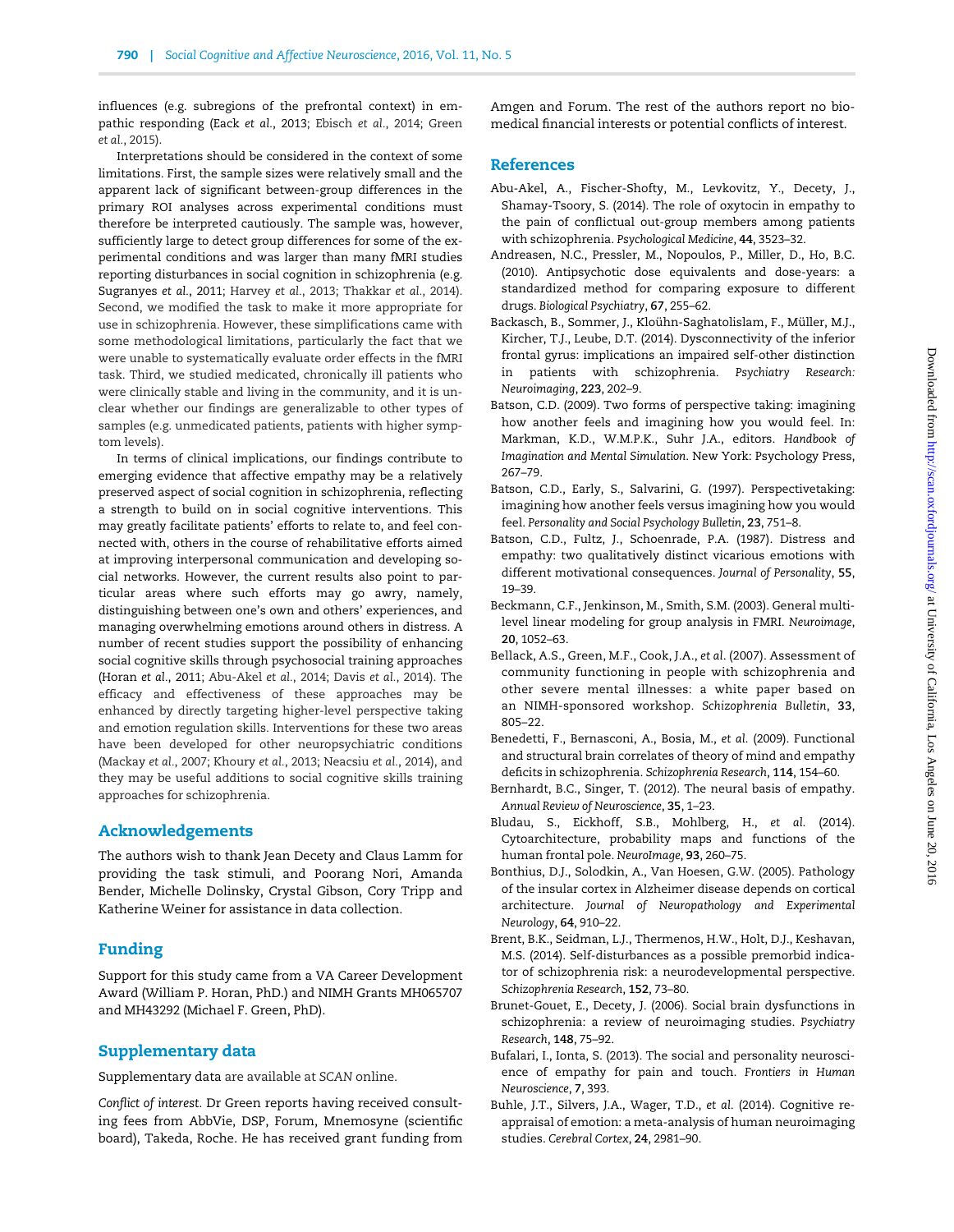influences (e.g. subregions of the prefrontal context) in empathic responding (Eack et al., 2013; Ebisch et al., 2014; Green et al., 2015).

Interpretations should be considered in the context of some limitations. First, the sample sizes were relatively small and the apparent lack of significant between-group differences in the primary ROI analyses across experimental conditions must therefore be interpreted cautiously. The sample was, however, sufficiently large to detect group differences for some of the experimental conditions and was larger than many fMRI studies reporting disturbances in social cognition in schizophrenia (e.g. Sugranyes et al., 2011; Harvey et al., 2013; Thakkar et al., 2014). Second, we modified the task to make it more appropriate for use in schizophrenia. However, these simplifications came with some methodological limitations, particularly the fact that we were unable to systematically evaluate order effects in the fMRI task. Third, we studied medicated, chronically ill patients who were clinically stable and living in the community, and it is unclear whether our findings are generalizable to other types of samples (e.g. unmedicated patients, patients with higher symptom levels).

In terms of clinical implications, our findings contribute to emerging evidence that affective empathy may be a relatively preserved aspect of social cognition in schizophrenia, reflecting a strength to build on in social cognitive interventions. This may greatly facilitate patients' efforts to relate to, and feel connected with, others in the course of rehabilitative efforts aimed at improving interpersonal communication and developing social networks. However, the current results also point to particular areas where such efforts may go awry, namely, distinguishing between one's own and others' experiences, and managing overwhelming emotions around others in distress. A number of recent studies support the possibility of enhancing social cognitive skills through psychosocial training approaches (Horan et al., 2011; Abu-Akel et al., 2014; Davis et al., 2014). The efficacy and effectiveness of these approaches may be enhanced by directly targeting higher-level perspective taking and emotion regulation skills. Interventions for these two areas have been developed for other neuropsychiatric conditions (Mackay et al., 2007; Khoury et al., 2013; Neacsiu et al., 2014), and they may be useful additions to social cognitive skills training approaches for schizophrenia.

## Acknowledgements

The authors wish to thank Jean Decety and Claus Lamm for providing the task stimuli, and Poorang Nori, Amanda Bender, Michelle Dolinsky, Crystal Gibson, Cory Tripp and Katherine Weiner for assistance in data collection.

## Funding

Support for this study came from a VA Career Development Award (William P. Horan, PhD.) and NIMH Grants MH065707 and MH43292 (Michael F. Green, PhD).

## Supplementary data

Supplementary data are available at SCAN online.

*Conflict of interest.* Dr Green reports having received consulting fees from AbbVie, DSP, Forum, Mnemosyne (scientific board), Takeda, Roche. He has received grant funding from Amgen and Forum. The rest of the authors report no biomedical financial interests or potential conflicts of interest.

## References

Abu-Akel, A., Fischer-Shofty, M., Levkovitz, Y., Decety, J., Shamay-Tsoory, S. (2014). The role of oxytocin in empathy to the pain of conflictual out-group members among patients with schizophrenia. *Psychological Medicine*, **44**, 3523–32.

Andreasen, N.C., Pressler, M., Nopoulos, P., Miller, D., Ho, B.C. (2010). Antipsychotic dose equivalents and dose-years: a standardized method for comparing exposure to different drugs. *Biological Psychiatry*, **67**, 255–62.

Backasch, B., Sommer, J., Kloühn-Saghatolislam, F., Müller, M.J., Kircher, T.J., Leube, D.T. (2014). Dysconnectivity of the inferior frontal gyrus: implications an impaired self-other distinction in patients with schizophrenia. *Psychiatry Research: Neuroimaging*, **223**, 202–9.

Batson, C.D. (2009). Two forms of perspective taking: imagining how another feels and imagining how you would feel. In: Markman, K.D., W.M.P.K., Suhr J.A., editors. *Handbook of Imagination and Mental Simulation*. New York: Psychology Press, 267–79.

Batson, C.D., Early, S., Salvarini, G. (1997). Perspectivetaking: imagining how another feels versus imagining how you would feel. *Personality and Social Psychology Bulletin*, **23**, 751–8.

Batson, C.D., Fultz, J., Schoenrade, P.A. (1987). Distress and empathy: two qualitatively distinct vicarious emotions with different motivational consequences. *Journal of Personality*, **55**, 19–39.

Beckmann, C.F., Jenkinson, M., Smith, S.M. (2003). General multilevel linear modeling for group analysis in FMRI. *Neuroimage*, **20**, 1052–63.

Bellack, A.S., Green, M.F., Cook, J.A., et al. (2007). Assessment of community functioning in people with schizophrenia and other severe mental illnesses: a white paper based on an NIMH-sponsored workshop. *Schizophrenia Bulletin*, **33**, 805–22.

Benedetti, F., Bernasconi, A., Bosia, M., et al. (2009). Functional and structural brain correlates of theory of mind and empathy deficits in schizophrenia. *Schizophrenia Research*, **114**, 154–60.

Bernhardt, B.C., Singer, T. (2012). The neural basis of empathy. *Annual Review of Neuroscience*, **35**, 1–23.

Bludau, S., Eickhoff, S.B., Mohlberg, H., et al. (2014). Cytoarchitecture, probability maps and functions of the human frontal pole. *NeuroImage*, **93**, 260–75.

Bonthius, D.J., Solodkin, A., Van Hoesen, G.W. (2005). Pathology of the insular cortex in Alzheimer disease depends on cortical architecture. *Journal of Neuropathology and Experimental Neurology*, **64**, 910–22.

Brent, B.K., Seidman, L.J., Thermenos, H.W., Holt, D.J., Keshavan, M.S. (2014). Self-disturbances as a possible premorbid indicator of schizophrenia risk: a neurodevelopmental perspective. *Schizophrenia Research*, **152**, 73–80.

Brunet-Gouet, E., Decety, J. (2006). Social brain dysfunctions in schizophrenia: a review of neuroimaging studies. *Psychiatry Research*, **148**, 75–92.

Bufalari, I., Ionta, S. (2013). The social and personality neuroscience of empathy for pain and touch. *Frontiers in Human Neuroscience*, **7**, 393.

Buhle, J.T., Silvers, J.A., Wager, T.D., et al. (2014). Cognitive reappraisal of emotion: a meta-analysis of human neuroimaging studies. *Cerebral Cortex*, **24**, 2981–90.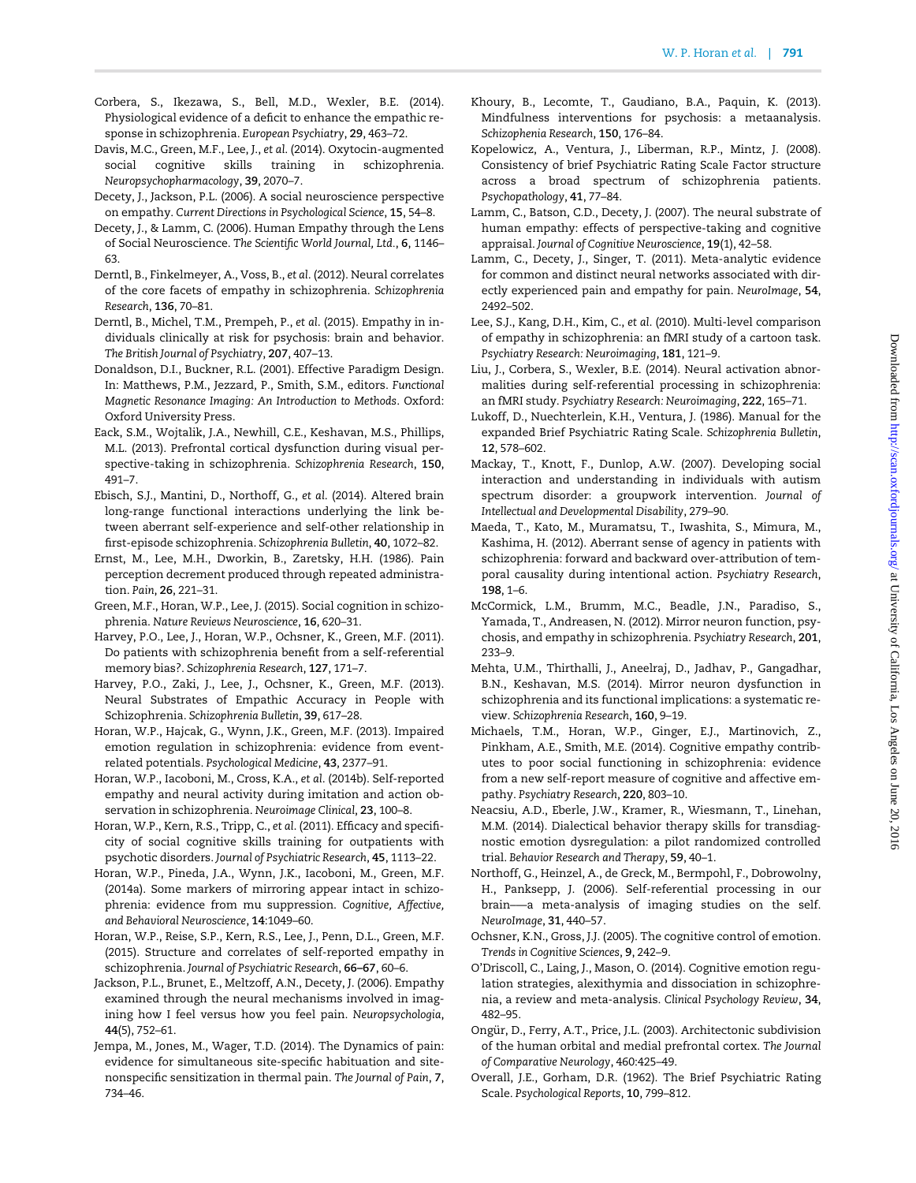Corbera, S., Ikezawa, S., Bell, M.D., Wexler, B.E. (2014). Physiological evidence of a deficit to enhance the empathic response in schizophrenia. *European Psychiatry*, **29**, 463–72.

Davis, M.C., Green, M.F., Lee, J., *et al.* (2014). Oxytocin-augmented social cognitive skills training in schizophrenia. *Neuropsychopharmacology*, **39**, 2070–7.

Decety, J., Jackson, P.L. (2006). A social neuroscience perspective on empathy. *Current Directions in Psychological Science*, **15**, 54–8.

Decety, J., & Lamm, C. (2006). Human Empathy through the Lens of Social Neuroscience. *The Scientific World Journal, Ltd.*, **6**, 1146–63.

Derntl, B., Finkelmeyer, A., Voss, B., *et al.* (2012). Neural correlates of the core facets of empathy in schizophrenia. *Schizophrenia Research*, **136**, 70–81.

Derntl, B., Michel, T.M., Prempeh, P., *et al.* (2015). Empathy in individuals clinically at risk for psychosis: brain and behavior. *The British Journal of Psychiatry*, **207**, 407–13.

Donaldson, D.I., Buckner, R.L. (2001). Effective Paradigm Design. In: Matthews, P.M., Jezzard, P., Smith, S.M., editors. *Functional Magnetic Resonance Imaging: An Introduction to Methods*. Oxford: Oxford University Press.

Eack, S.M., Wojtalik, J.A., Newhill, C.E., Keshavan, M.S., Phillips, M.L. (2013). Prefrontal cortical dysfunction during visual perspective-taking in schizophrenia. *Schizophrenia Research*, **150**, 491–7.

Ebisch, S.J., Mantini, D., Northoff, G., *et al.* (2014). Altered brain long-range functional interactions underlying the link between aberrant self-experience and self-other relationship in first-episode schizophrenia. *Schizophrenia Bulletin*, **40**, 1072–82.

Ernst, M., Lee, M.H., Dworkin, B., Zaretsky, H.H. (1986). Pain perception decrement produced through repeated administration. *Pain*, **26**, 221–31.

Green, M.F., Horan, W.P., Lee, J. (2015). Social cognition in schizophrenia. *Nature Reviews Neuroscience*, **16**, 620–31.

Harvey, P.O., Lee, J., Horan, W.P., Ochsner, K., Green, M.F. (2011). Do patients with schizophrenia benefit from a self-referential memory bias?. *Schizophrenia Research*, **127**, 171–7.

Harvey, P.O., Zaki, J., Lee, J., Ochsner, K., Green, M.F. (2013). Neural Substrates of Empathic Accuracy in People with Schizophrenia. *Schizophrenia Bulletin*, **39**, 617–28.

Horan, W.P., Hajcak, G., Wynn, J.K., Green, M.F. (2013). Impaired emotion regulation in schizophrenia: evidence from event-related potentials. *Psychological Medicine*, **43**, 2377–91.

Horan, W.P., Iacoboni, M., Cross, K.A., *et al.* (2014b). Self-reported empathy and neural activity during imitation and action observation in schizophrenia. *Neuroimage Clinical*, **23**, 100–8.

Horan, W.P., Kern, R.S., Tripp, C., *et al.* (2011). Efficacy and specificity of social cognitive skills training for outpatients with psychotic disorders. *Journal of Psychiatric Research*, **45**, 1113–22.

Horan, W.P., Pineda, J.A., Wynn, J.K., Iacoboni, M., Green, M.F. (2014a). Some markers of mirroring appear intact in schizophrenia: evidence from mu suppression. *Cognitive, Affective, and Behavioral Neuroscience*, **14**:1049–60.

Horan, W.P., Reise, S.P., Kern, R.S., Lee, J., Penn, D.L., Green, M.F. (2015). Structure and correlates of self-reported empathy in schizophrenia. *Journal of Psychiatric Research*, **66–67**, 60–6.

Jackson, P.L., Brunet, E., Meltzoff, A.N., Decety, J. (2006). Empathy examined through the neural mechanisms involved in imagining how I feel versus how you feel pain. *Neuropsychologia*, **44**(5), 752–61.

Jempa, M., Jones, M., Wager, T.D. (2014). The Dynamics of pain: evidence for simultaneous site-specific habituation and site-nonspecific sensitization in thermal pain. *The Journal of Pain*, **7**, 734–46.

Khoury, B., Lecomte, T., Gaudiano, B.A., Paquin, K. (2013). Mindfulness interventions for psychosis: a metaanalysis. *Schizophenia Research*, **150**, 176–84.

Kopelowicz, A., Ventura, J., Liberman, R.P., Mintz, J. (2008). Consistency of brief Psychiatric Rating Scale Factor structure across a broad spectrum of schizophrenia patients. *Psychopathology*, **41**, 77–84.

Lamm, C., Batson, C.D., Decety, J. (2007). The neural substrate of human empathy: effects of perspective-taking and cognitive appraisal. *Journal of Cognitive Neuroscience*, **19**(1), 42–58.

Lamm, C., Decety, J., Singer, T. (2011). Meta-analytic evidence for common and distinct neural networks associated with directly experienced pain and empathy for pain. *NeuroImage*, **54**, 2492–502.

Lee, S.J., Kang, D.H., Kim, C., *et al.* (2010). Multi-level comparison of empathy in schizophrenia: an fMRI study of a cartoon task. *Psychiatry Research: Neuroimaging*, **181**, 121–9.

Liu, J., Corbera, S., Wexler, B.E. (2014). Neural activation abnormalities during self-referential processing in schizophrenia: an fMRI study. *Psychiatry Research: Neuroimaging*, **222**, 165–71.

Lukoff, D., Nuechterlein, K.H., Ventura, J. (1986). Manual for the expanded Brief Psychiatric Rating Scale. *Schizophrenia Bulletin*, **12**, 578–602.

Mackay, T., Knott, F., Dunlop, A.W. (2007). Developing social interaction and understanding in individuals with autism spectrum disorder: a groupwork intervention. *Journal of Intellectual and Developmental Disability*, 279–90.

Maeda, T., Kato, M., Muramatsu, T., Iwashita, S., Mimura, M., Kashima, H. (2012). Aberrant sense of agency in patients with schizophrenia: forward and backward over-attribution of temporal causality during intentional action. *Psychiatry Research*, **198**, 1–6.

McCormick, L.M., Brumm, M.C., Beadle, J.N., Paradiso, S., Yamada, T., Andreasen, N. (2012). Mirror neuron function, psychosis, and empathy in schizophrenia. *Psychiatry Research*, **201**, 233–9.

Mehta, U.M., Thirthalli, J., Aneelraj, D., Jadhav, P., Gangadhar, B.N., Keshavan, M.S. (2014). Mirror neuron dysfunction in schizophrenia and its functional implications: a systematic review. *Schizophrenia Research*, **160**, 9–19.

Michaels, T.M., Horan, W.P., Ginger, E.J., Martinovich, Z., Pinkham, A.E., Smith, M.E. (2014). Cognitive empathy contributes to poor social functioning in schizophrenia: evidence from a new self-report measure of cognitive and affective empathy. *Psychiatry Research*, **220**, 803–10.

Neacsiu, A.D., Eberle, J.W., Kramer, R., Wiesmann, T., Linehan, M.M. (2014). Dialectical behavior therapy skills for transdiagnostic emotion dysregulation: a pilot randomized controlled trial. *Behavior Research and Therapy*, **59**, 40–1.

Northoff, G., Heinzel, A., de Greck, M., Bermpohl, F., Dobrowolny, H., Panksepp, J. (2006). Self-referential processing in our brain—a meta-analysis of imaging studies on the self. *NeuroImage*, **31**, 440–57.

Ochsner, K.N., Gross, J.J. (2005). The cognitive control of emotion. *Trends in Cognitive Sciences*, **9**, 242–9.

O'Driscoll, C., Laing, J., Mason, O. (2014). Cognitive emotion regulation strategies, alexithymia and dissociation in schizophrenia, a review and meta-analysis. *Clinical Psychology Review*, **34**, 482–95.

Ongür, D., Ferry, A.T., Price, J.L. (2003). Architectonic subdivision of the human orbital and medial prefrontal cortex. *The Journal of Comparative Neurology*, 460:425–49.

Overall, J.E., Gorham, D.R. (1962). The Brief Psychiatric Rating Scale. *Psychological Reports*, **10**, 799–812.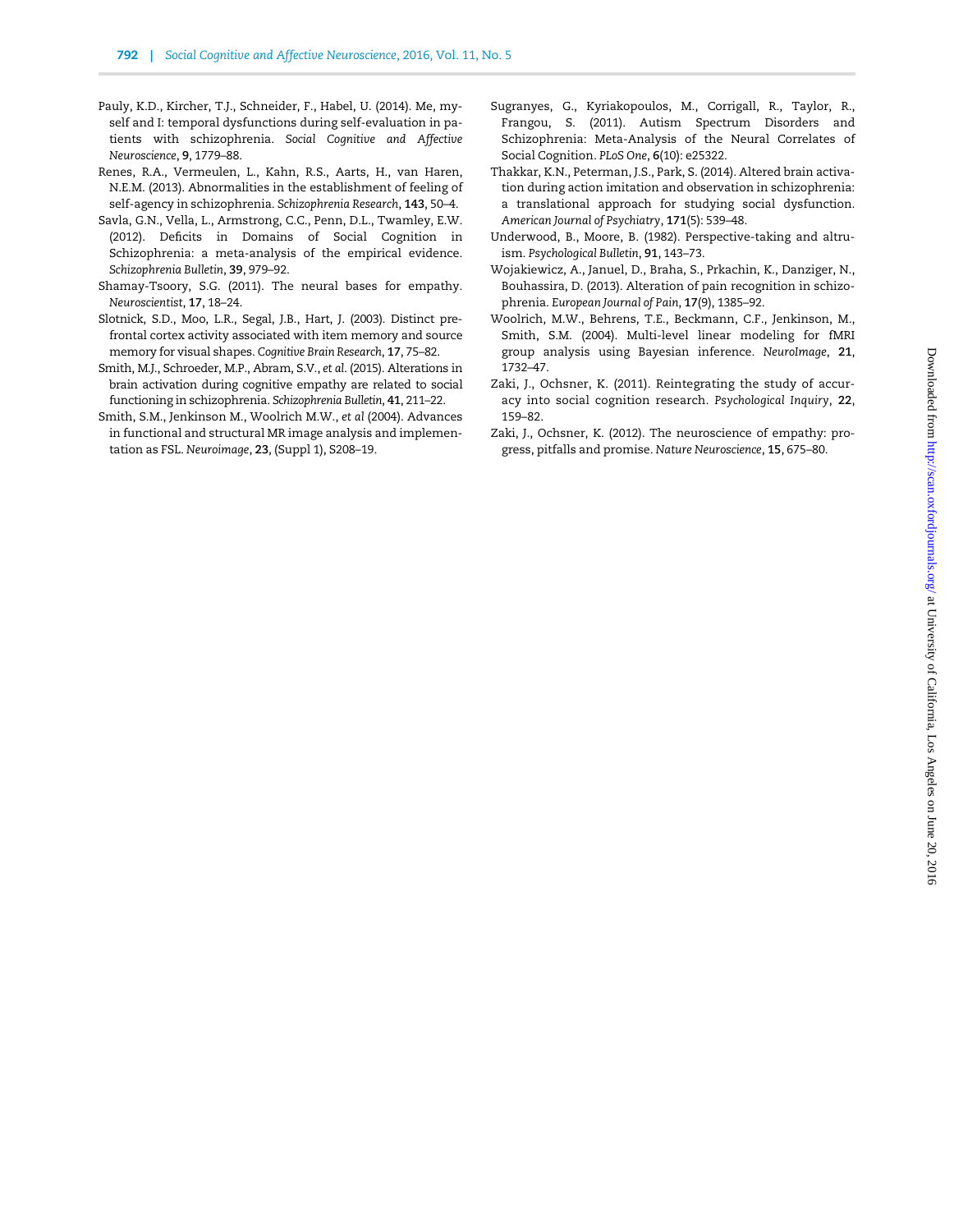Pauly, K.D., Kircher, T.J., Schneider, F., Habel, U. (2014). Me, myself and I: temporal dysfunctions during self-evaluation in patients with schizophrenia. *Social Cognitive and Affective Neuroscience*, **9**, 1779–88.

Renes, R.A., Vermeulen, L., Kahn, R.S., Aarts, H., van Haren, N.E.M. (2013). Abnormalities in the establishment of feeling of self-agency in schizophrenia. *Schizophrenia Research*, **143**, 50–4.

Savla, G.N., Vella, L., Armstrong, C.C., Penn, D.L., Twamley, E.W. (2012). Deficits in Domains of Social Cognition in Schizophrenia: a meta-analysis of the empirical evidence. *Schizophrenia Bulletin*, **39**, 979–92.

Shamay-Tsoory, S.G. (2011). The neural bases for empathy. *Neuroscientist*, **17**, 18–24.

Slotnick, S.D., Moo, L.R., Segal, J.B., Hart, J. (2003). Distinct prefrontal cortex activity associated with item memory and source memory for visual shapes. *Cognitive Brain Research*, **17**, 75–82.

Smith, M.J., Schroeder, M.P., Abram, S.V., *et al.* (2015). Alterations in brain activation during cognitive empathy are related to social functioning in schizophrenia. *Schizophrenia Bulletin*, **41**, 211–22.

Smith, S.M., Jenkinson M., Woolrich M.W., *et al* (2004). Advances in functional and structural MR image analysis and implementation as FSL. *Neuroimage*, **23**, (Suppl 1), S208–19.

Sugranyes, G., Kyriakopoulos, M., Corrigall, R., Taylor, R., Frangou, S. (2011). Autism Spectrum Disorders and Schizophrenia: Meta-Analysis of the Neural Correlates of Social Cognition. *PLoS One*, **6**(10): e25322.

Thakkar, K.N., Peterman, J.S., Park, S. (2014). Altered brain activation during action imitation and observation in schizophrenia: a translational approach for studying social dysfunction. *American Journal of Psychiatry*, **171**(5): 539–48.

Underwood, B., Moore, B. (1982). Perspective-taking and altruism. *Psychological Bulletin*, **91**, 143–73.

Wojakiewicz, A., Januel, D., Braha, S., Prkachin, K., Danziger, N., Bouhassira, D. (2013). Alteration of pain recognition in schizophrenia. *European Journal of Pain*, **17**(9), 1385–92.

Woolrich, M.W., Behrens, T.E., Beckmann, C.F., Jenkinson, M., Smith, S.M. (2004). Multi-level linear modeling for fMRI group analysis using Bayesian inference. *NeuroImage*, **21**, 1732–47.

Zaki, J., Ochsner, K. (2011). Reintegrating the study of accuracy into social cognition research. *Psychological Inquiry*, **22**, 159–82.

Zaki, J., Ochsner, K. (2012). The neuroscience of empathy: progress, pitfalls and promise. *Nature Neuroscience*, **15**, 675–80.